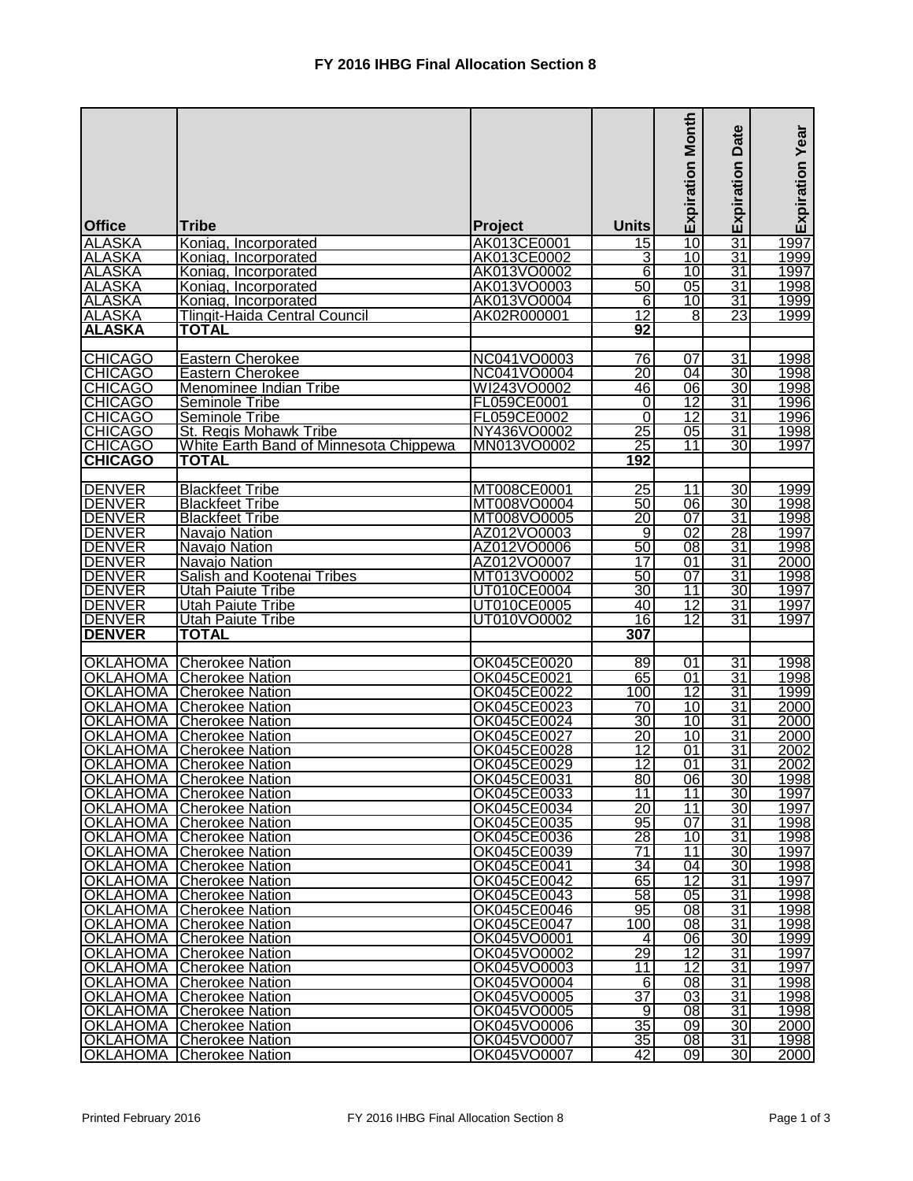# FY 2016 IHBG Final Allocation Section 8

| Office | Tribe | Project | Units | Expiration Month | Expiration Date | Expiration Year |
|---|---|---|---|---|---|---|
| ALASKA | Koniag, Incorporated | AK013CE0001 | 15 | 10 | 31 | 1997 |
| ALASKA | Koniag, Incorporated | AK013CE0002 | 3 | 10 | 31 | 1999 |
| ALASKA | Koniag, Incorporated | AK013VO0002 | 6 | 10 | 31 | 1997 |
| ALASKA | Koniag, Incorporated | AK013VO0003 | 50 | 05 | 31 | 1998 |
| ALASKA | Koniag, Incorporated | AK013VO0004 | 6 | 10 | 31 | 1999 |
| ALASKA | Tlingit-Haida Central Council | AK02R000001 | 12 | 8 | 23 | 1999 |
| **ALASKA** | **TOTAL** | | **92** | | | |
| | | | | | | |
| CHICAGO | Eastern Cherokee | NC041VO0003 | 76 | 07 | 31 | 1998 |
| CHICAGO | Eastern Cherokee | NC041VO0004 | 20 | 04 | 30 | 1998 |
| CHICAGO | Menominee Indian Tribe | WI243VO0002 | 46 | 06 | 30 | 1998 |
| CHICAGO | Seminole Tribe | FL059CE0001 | 0 | 12 | 31 | 1996 |
| CHICAGO | Seminole Tribe | FL059CE0002 | 0 | 12 | 31 | 1996 |
| CHICAGO | St. Regis Mohawk Tribe | NY436VO0002 | 25 | 05 | 31 | 1998 |
| CHICAGO | White Earth Band of Minnesota Chippewa | MN013VO0002 | 25 | 11 | 30 | 1997 |
| **CHICAGO** | **TOTAL** | | **192** | | | |
| | | | | | | |
| DENVER | Blackfeet Tribe | MT008CE0001 | 25 | 11 | 30 | 1999 |
| DENVER | Blackfeet Tribe | MT008VO0004 | 50 | 06 | 30 | 1998 |
| DENVER | Blackfeet Tribe | MT008VO0005 | 20 | 07 | 31 | 1998 |
| DENVER | Navajo Nation | AZ012VO0003 | 9 | 02 | 28 | 1997 |
| DENVER | Navajo Nation | AZ012VO0006 | 50 | 08 | 31 | 1998 |
| DENVER | Navajo Nation | AZ012VO0007 | 17 | 01 | 31 | 2000 |
| DENVER | Salish and Kootenai Tribes | MT013VO0002 | 50 | 07 | 31 | 1998 |
| DENVER | Utah Paiute Tribe | UT010CE0004 | 30 | 11 | 30 | 1997 |
| DENVER | Utah Paiute Tribe | UT010CE0005 | 40 | 12 | 31 | 1997 |
| DENVER | Utah Paiute Tribe | UT010VO0002 | 16 | 12 | 31 | 1997 |
| **DENVER** | **TOTAL** | | **307** | | | |
| | | | | | | |
| OKLAHOMA | Cherokee Nation | OK045CE0020 | 89 | 01 | 31 | 1998 |
| OKLAHOMA | Cherokee Nation | OK045CE0021 | 65 | 01 | 31 | 1998 |
| OKLAHOMA | Cherokee Nation | OK045CE0022 | 100 | 12 | 31 | 1999 |
| OKLAHOMA | Cherokee Nation | OK045CE0023 | 70 | 10 | 31 | 2000 |
| OKLAHOMA | Cherokee Nation | OK045CE0024 | 30 | 10 | 31 | 2000 |
| OKLAHOMA | Cherokee Nation | OK045CE0027 | 20 | 10 | 31 | 2000 |
| OKLAHOMA | Cherokee Nation | OK045CE0028 | 12 | 01 | 31 | 2002 |
| OKLAHOMA | Cherokee Nation | OK045CE0029 | 12 | 01 | 31 | 2002 |
| OKLAHOMA | Cherokee Nation | OK045CE0031 | 80 | 06 | 30 | 1998 |
| OKLAHOMA | Cherokee Nation | OK045CE0033 | 11 | 11 | 30 | 1997 |
| OKLAHOMA | Cherokee Nation | OK045CE0034 | 20 | 11 | 30 | 1997 |
| OKLAHOMA | Cherokee Nation | OK045CE0035 | 95 | 07 | 31 | 1998 |
| OKLAHOMA | Cherokee Nation | OK045CE0036 | 28 | 10 | 31 | 1998 |
| OKLAHOMA | Cherokee Nation | OK045CE0039 | 71 | 11 | 30 | 1997 |
| OKLAHOMA | Cherokee Nation | OK045CE0041 | 34 | 04 | 30 | 1998 |
| OKLAHOMA | Cherokee Nation | OK045CE0042 | 65 | 12 | 31 | 1997 |
| OKLAHOMA | Cherokee Nation | OK045CE0043 | 58 | 05 | 31 | 1998 |
| OKLAHOMA | Cherokee Nation | OK045CE0046 | 95 | 08 | 31 | 1998 |
| OKLAHOMA | Cherokee Nation | OK045CE0047 | 100 | 08 | 31 | 1998 |
| OKLAHOMA | Cherokee Nation | OK045VO0001 | 4 | 06 | 30 | 1999 |
| OKLAHOMA | Cherokee Nation | OK045VO0002 | 29 | 12 | 31 | 1997 |
| OKLAHOMA | Cherokee Nation | OK045VO0003 | 11 | 12 | 31 | 1997 |
| OKLAHOMA | Cherokee Nation | OK045VO0004 | 6 | 08 | 31 | 1998 |
| OKLAHOMA | Cherokee Nation | OK045VO0005 | 37 | 03 | 31 | 1998 |
| OKLAHOMA | Cherokee Nation | OK045VO0005 | 9 | 08 | 31 | 1998 |
| OKLAHOMA | Cherokee Nation | OK045VO0006 | 35 | 09 | 30 | 2000 |
| OKLAHOMA | Cherokee Nation | OK045VO0007 | 35 | 08 | 31 | 1998 |
| OKLAHOMA | Cherokee Nation | OK045VO0007 | 42 | 09 | 30 | 2000 |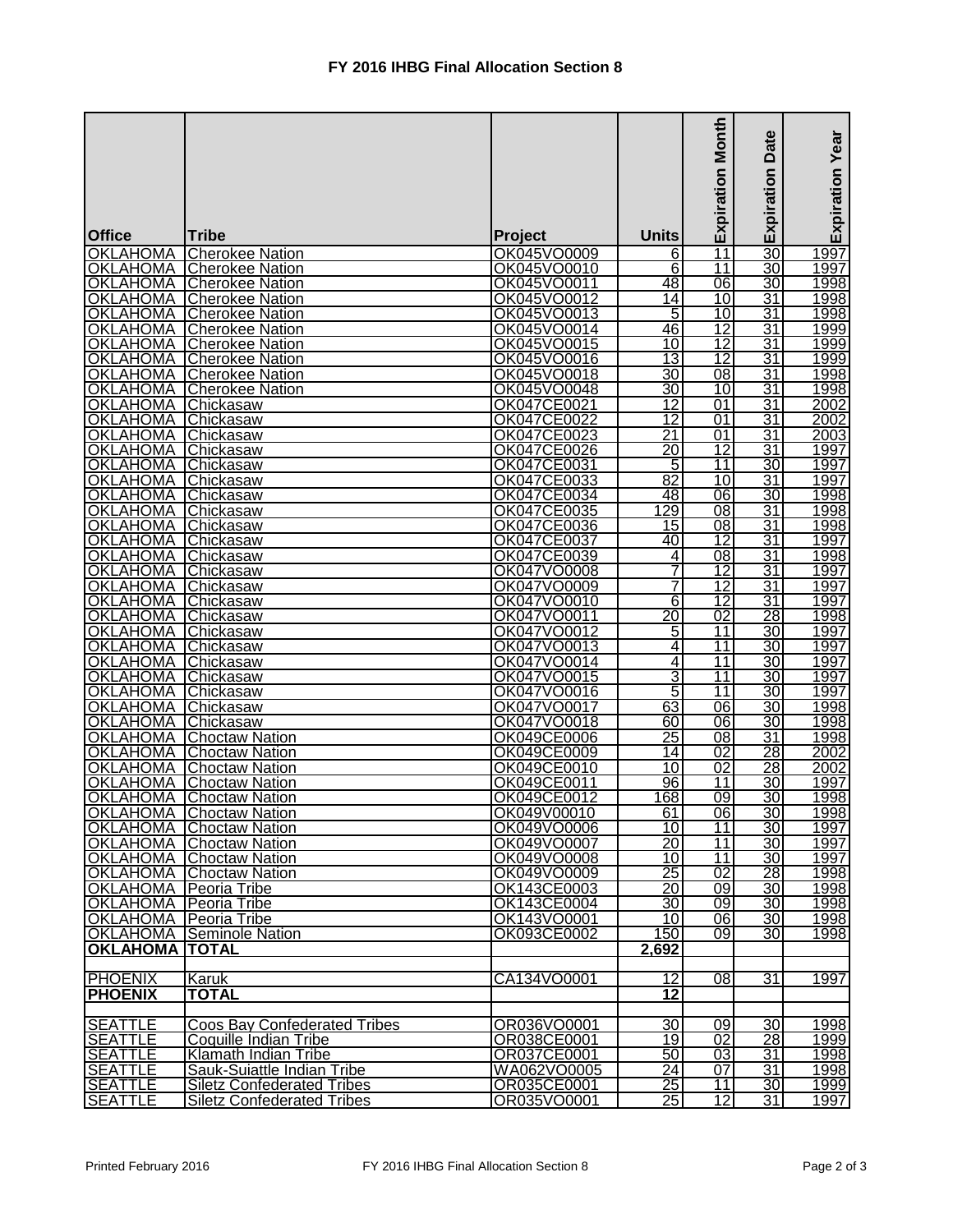# FY 2016 IHBG Final Allocation Section 8

| Office | Tribe | Project | Units | Expiration Month | Expiration Date | Expiration Year |
|---|---|---|---|---|---|---|
| OKLAHOMA | Cherokee Nation | OK045VO0009 | 6 | 11 | 30 | 1997 |
| OKLAHOMA | Cherokee Nation | OK045VO0010 | 6 | 11 | 30 | 1997 |
| OKLAHOMA | Cherokee Nation | OK045VO0011 | 48 | 06 | 30 | 1998 |
| OKLAHOMA | Cherokee Nation | OK045VO0012 | 14 | 10 | 31 | 1998 |
| OKLAHOMA | Cherokee Nation | OK045VO0013 | 5 | 10 | 31 | 1998 |
| OKLAHOMA | Cherokee Nation | OK045VO0014 | 46 | 12 | 31 | 1999 |
| OKLAHOMA | Cherokee Nation | OK045VO0015 | 10 | 12 | 31 | 1999 |
| OKLAHOMA | Cherokee Nation | OK045VO0016 | 13 | 12 | 31 | 1999 |
| OKLAHOMA | Cherokee Nation | OK045VO0018 | 30 | 08 | 31 | 1998 |
| OKLAHOMA | Cherokee Nation | OK045VO0048 | 30 | 10 | 31 | 1998 |
| OKLAHOMA | Chickasaw | OK047CE0021 | 12 | 01 | 31 | 2002 |
| OKLAHOMA | Chickasaw | OK047CE0022 | 12 | 01 | 31 | 2002 |
| OKLAHOMA | Chickasaw | OK047CE0023 | 21 | 01 | 31 | 2003 |
| OKLAHOMA | Chickasaw | OK047CE0026 | 20 | 12 | 31 | 1997 |
| OKLAHOMA | Chickasaw | OK047CE0031 | 5 | 11 | 30 | 1997 |
| OKLAHOMA | Chickasaw | OK047CE0033 | 82 | 10 | 31 | 1997 |
| OKLAHOMA | Chickasaw | OK047CE0034 | 48 | 06 | 30 | 1998 |
| OKLAHOMA | Chickasaw | OK047CE0035 | 129 | 08 | 31 | 1998 |
| OKLAHOMA | Chickasaw | OK047CE0036 | 15 | 08 | 31 | 1998 |
| OKLAHOMA | Chickasaw | OK047CE0037 | 40 | 12 | 31 | 1997 |
| OKLAHOMA | Chickasaw | OK047CE0039 | 4 | 08 | 31 | 1998 |
| OKLAHOMA | Chickasaw | OK047VO0008 | 7 | 12 | 31 | 1997 |
| OKLAHOMA | Chickasaw | OK047VO0009 | 7 | 12 | 31 | 1997 |
| OKLAHOMA | Chickasaw | OK047VO0010 | 6 | 12 | 31 | 1997 |
| OKLAHOMA | Chickasaw | OK047VO0011 | 20 | 02 | 28 | 1998 |
| OKLAHOMA | Chickasaw | OK047VO0012 | 5 | 11 | 30 | 1997 |
| OKLAHOMA | Chickasaw | OK047VO0013 | 4 | 11 | 30 | 1997 |
| OKLAHOMA | Chickasaw | OK047VO0014 | 4 | 11 | 30 | 1997 |
| OKLAHOMA | Chickasaw | OK047VO0015 | 3 | 11 | 30 | 1997 |
| OKLAHOMA | Chickasaw | OK047VO0016 | 5 | 11 | 30 | 1997 |
| OKLAHOMA | Chickasaw | OK047VO0017 | 63 | 06 | 30 | 1998 |
| OKLAHOMA | Chickasaw | OK047VO0018 | 60 | 06 | 30 | 1998 |
| OKLAHOMA | Choctaw Nation | OK049CE0006 | 25 | 08 | 31 | 1998 |
| OKLAHOMA | Choctaw Nation | OK049CE0009 | 14 | 02 | 28 | 2002 |
| OKLAHOMA | Choctaw Nation | OK049CE0010 | 10 | 02 | 28 | 2002 |
| OKLAHOMA | Choctaw Nation | OK049CE0011 | 96 | 11 | 30 | 1997 |
| OKLAHOMA | Choctaw Nation | OK049CE0012 | 168 | 09 | 30 | 1998 |
| OKLAHOMA | Choctaw Nation | OK049V00010 | 61 | 06 | 30 | 1998 |
| OKLAHOMA | Choctaw Nation | OK049VO0006 | 10 | 11 | 30 | 1997 |
| OKLAHOMA | Choctaw Nation | OK049VO0007 | 20 | 11 | 30 | 1997 |
| OKLAHOMA | Choctaw Nation | OK049VO0008 | 10 | 11 | 30 | 1997 |
| OKLAHOMA | Choctaw Nation | OK049VO0009 | 25 | 02 | 28 | 1998 |
| OKLAHOMA | Peoria Tribe | OK143CE0003 | 20 | 09 | 30 | 1998 |
| OKLAHOMA | Peoria Tribe | OK143CE0004 | 30 | 09 | 30 | 1998 |
| OKLAHOMA | Peoria Tribe | OK143VO0001 | 10 | 06 | 30 | 1998 |
| OKLAHOMA | Seminole Nation | OK093CE0002 | 150 | 09 | 30 | 1998 |
| **OKLAHOMA** | **TOTAL** | | **2,692** | | | |
| | | | | | | |
| PHOENIX | Karuk | CA134VO0001 | 12 | 08 | 31 | 1997 |
| **PHOENIX** | **TOTAL** | | **12** | | | |
| | | | | | | |
| SEATTLE | Coos Bay Confederated Tribes | OR036VO0001 | 30 | 09 | 30 | 1998 |
| SEATTLE | Coquille Indian Tribe | OR038CE0001 | 19 | 02 | 28 | 1999 |
| SEATTLE | Klamath Indian Tribe | OR037CE0001 | 50 | 03 | 31 | 1998 |
| SEATTLE | Sauk-Suiattle Indian Tribe | WA062VO0005 | 24 | 07 | 31 | 1998 |
| SEATTLE | Siletz Confederated Tribes | OR035CE0001 | 25 | 11 | 30 | 1999 |
| SEATTLE | Siletz Confederated Tribes | OR035VO0001 | 25 | 12 | 31 | 1997 |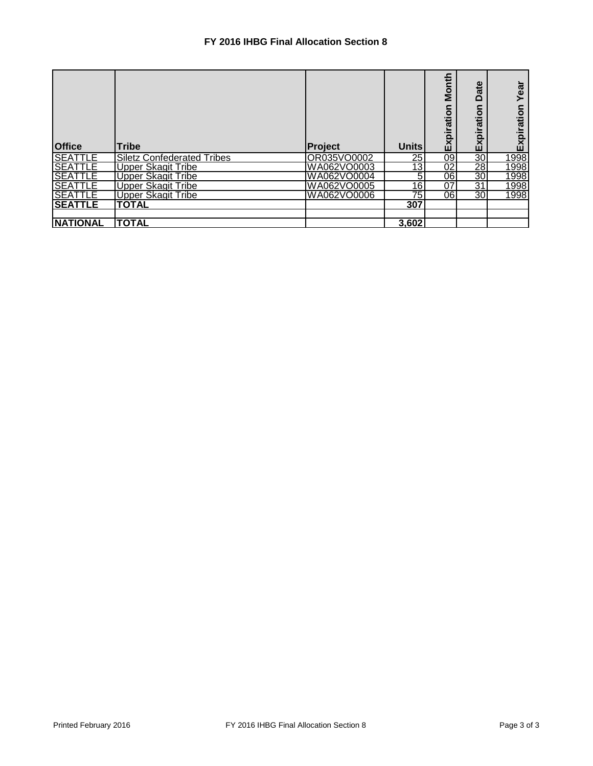# FY 2016 IHBG Final Allocation Section 8

| Office | Tribe | Project | Units | Expiration Month | Expiration Date | Expiration Year |
|---|---|---|---|---|---|---|
| SEATTLE | Siletz Confederated Tribes | OR035VO0002 | 25 | 09 | 30 | 1998 |
| SEATTLE | Upper Skagit Tribe | WA062VO0003 | 13 | 02 | 28 | 1998 |
| SEATTLE | Upper Skagit Tribe | WA062VO0004 | 5 | 06 | 30 | 1998 |
| SEATTLE | Upper Skagit Tribe | WA062VO0005 | 16 | 07 | 31 | 1998 |
| SEATTLE | Upper Skagit Tribe | WA062VO0006 | 75 | 06 | 30 | 1998 |
| **SEATTLE** | **TOTAL** | | **307** | | | |
| | | | | | | |
| **NATIONAL** | **TOTAL** | | **3,602** | | | |